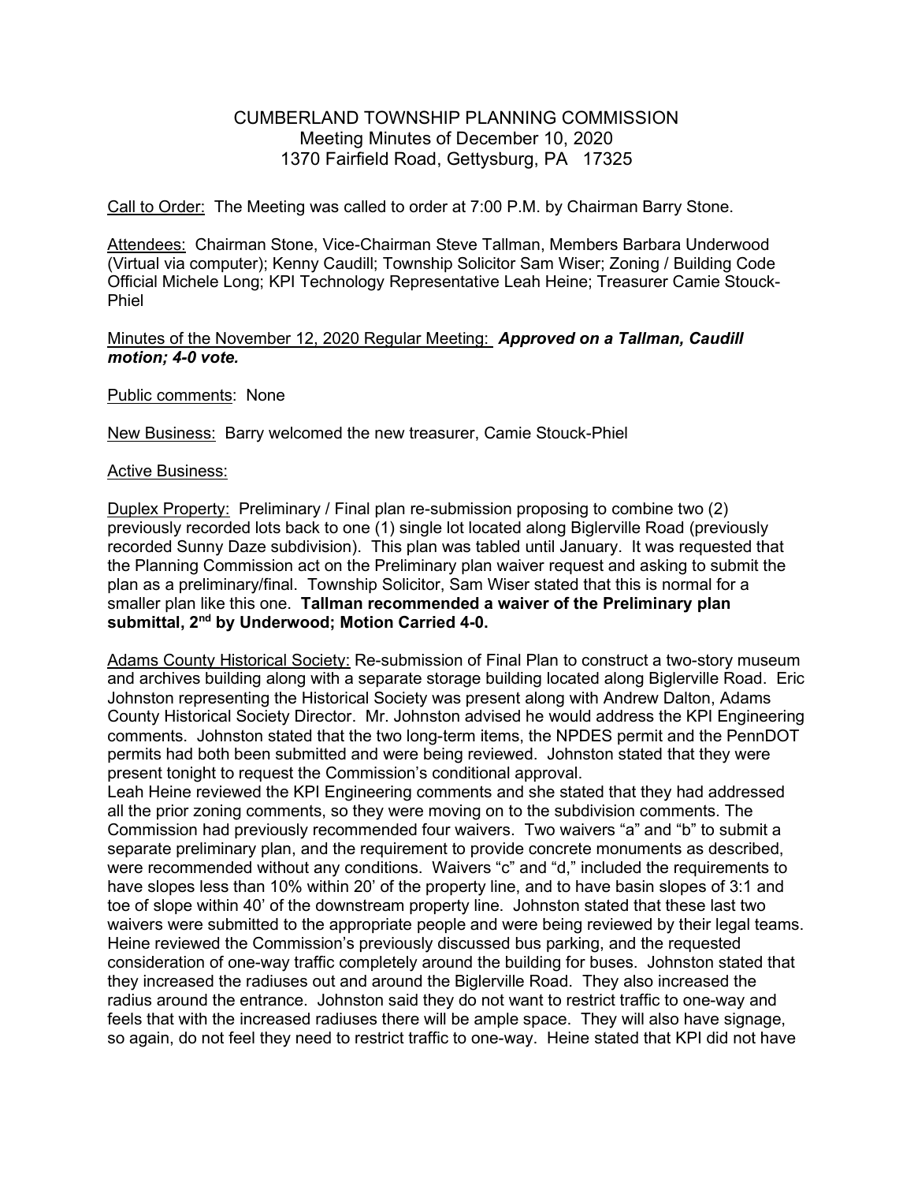# CUMBERLAND TOWNSHIP PLANNING COMMISSION

Meeting Minutes of December 10, 2020
1370 Fairfield Road, Gettysburg, PA 17325

Call to Order: The Meeting was called to order at 7:00 P.M. by Chairman Barry Stone.

Attendees: Chairman Stone, Vice-Chairman Steve Tallman, Members Barbara Underwood (Virtual via computer); Kenny Caudill; Township Solicitor Sam Wiser; Zoning / Building Code Official Michele Long; KPI Technology Representative Leah Heine; Treasurer Camie Stouck-Phiel

Minutes of the November 12, 2020 Regular Meeting: ***Approved on a Tallman, Caudill motion; 4-0 vote.***

Public comments: None

New Business: Barry welcomed the new treasurer, Camie Stouck-Phiel

Active Business:

Duplex Property: Preliminary / Final plan re-submission proposing to combine two (2) previously recorded lots back to one (1) single lot located along Biglerville Road (previously recorded Sunny Daze subdivision). This plan was tabled until January. It was requested that the Planning Commission act on the Preliminary plan waiver request and asking to submit the plan as a preliminary/final. Township Solicitor, Sam Wiser stated that this is normal for a smaller plan like this one. **Tallman recommended a waiver of the Preliminary plan submittal, 2nd by Underwood; Motion Carried 4-0.**

Adams County Historical Society: Re-submission of Final Plan to construct a two-story museum and archives building along with a separate storage building located along Biglerville Road. Eric Johnston representing the Historical Society was present along with Andrew Dalton, Adams County Historical Society Director. Mr. Johnston advised he would address the KPI Engineering comments. Johnston stated that the two long-term items, the NPDES permit and the PennDOT permits had both been submitted and were being reviewed. Johnston stated that they were present tonight to request the Commission's conditional approval.
Leah Heine reviewed the KPI Engineering comments and she stated that they had addressed all the prior zoning comments, so they were moving on to the subdivision comments. The Commission had previously recommended four waivers. Two waivers "a" and "b" to submit a separate preliminary plan, and the requirement to provide concrete monuments as described, were recommended without any conditions. Waivers "c" and "d," included the requirements to have slopes less than 10% within 20' of the property line, and to have basin slopes of 3:1 and toe of slope within 40' of the downstream property line. Johnston stated that these last two waivers were submitted to the appropriate people and were being reviewed by their legal teams. Heine reviewed the Commission's previously discussed bus parking, and the requested consideration of one-way traffic completely around the building for buses. Johnston stated that they increased the radiuses out and around the Biglerville Road. They also increased the radius around the entrance. Johnston said they do not want to restrict traffic to one-way and feels that with the increased radiuses there will be ample space. They will also have signage, so again, do not feel they need to restrict traffic to one-way. Heine stated that KPI did not have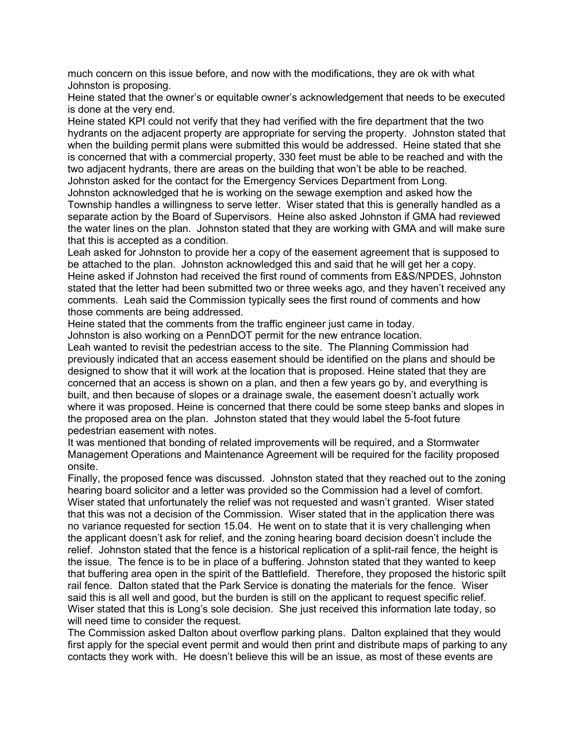much concern on this issue before, and now with the modifications, they are ok with what Johnston is proposing.

Heine stated that the owner's or equitable owner's acknowledgement that needs to be executed is done at the very end.

Heine stated KPI could not verify that they had verified with the fire department that the two hydrants on the adjacent property are appropriate for serving the property. Johnston stated that when the building permit plans were submitted this would be addressed. Heine stated that she is concerned that with a commercial property, 330 feet must be able to be reached and with the two adjacent hydrants, there are areas on the building that won't be able to be reached.

Johnston asked for the contact for the Emergency Services Department from Long.

Johnston acknowledged that he is working on the sewage exemption and asked how the Township handles a willingness to serve letter. Wiser stated that this is generally handled as a separate action by the Board of Supervisors. Heine also asked Johnston if GMA had reviewed the water lines on the plan. Johnston stated that they are working with GMA and will make sure that this is accepted as a condition.

Leah asked for Johnston to provide her a copy of the easement agreement that is supposed to be attached to the plan. Johnston acknowledged this and said that he will get her a copy.

Heine asked if Johnston had received the first round of comments from E&S/NPDES, Johnston stated that the letter had been submitted two or three weeks ago, and they haven't received any comments. Leah said the Commission typically sees the first round of comments and how those comments are being addressed.

Heine stated that the comments from the traffic engineer just came in today.

Johnston is also working on a PennDOT permit for the new entrance location.

Leah wanted to revisit the pedestrian access to the site. The Planning Commission had previously indicated that an access easement should be identified on the plans and should be designed to show that it will work at the location that is proposed. Heine stated that they are concerned that an access is shown on a plan, and then a few years go by, and everything is built, and then because of slopes or a drainage swale, the easement doesn't actually work where it was proposed. Heine is concerned that there could be some steep banks and slopes in the proposed area on the plan. Johnston stated that they would label the 5-foot future pedestrian easement with notes.

It was mentioned that bonding of related improvements will be required, and a Stormwater Management Operations and Maintenance Agreement will be required for the facility proposed onsite.

Finally, the proposed fence was discussed. Johnston stated that they reached out to the zoning hearing board solicitor and a letter was provided so the Commission had a level of comfort. Wiser stated that unfortunately the relief was not requested and wasn't granted. Wiser stated that this was not a decision of the Commission. Wiser stated that in the application there was no variance requested for section 15.04. He went on to state that it is very challenging when the applicant doesn't ask for relief, and the zoning hearing board decision doesn't include the relief. Johnston stated that the fence is a historical replication of a split-rail fence, the height is the issue. The fence is to be in place of a buffering. Johnston stated that they wanted to keep that buffering area open in the spirit of the Battlefield. Therefore, they proposed the historic spilt rail fence. Dalton stated that the Park Service is donating the materials for the fence. Wiser said this is all well and good, but the burden is still on the applicant to request specific relief. Wiser stated that this is Long's sole decision. She just received this information late today, so will need time to consider the request.

The Commission asked Dalton about overflow parking plans. Dalton explained that they would first apply for the special event permit and would then print and distribute maps of parking to any contacts they work with. He doesn't believe this will be an issue, as most of these events are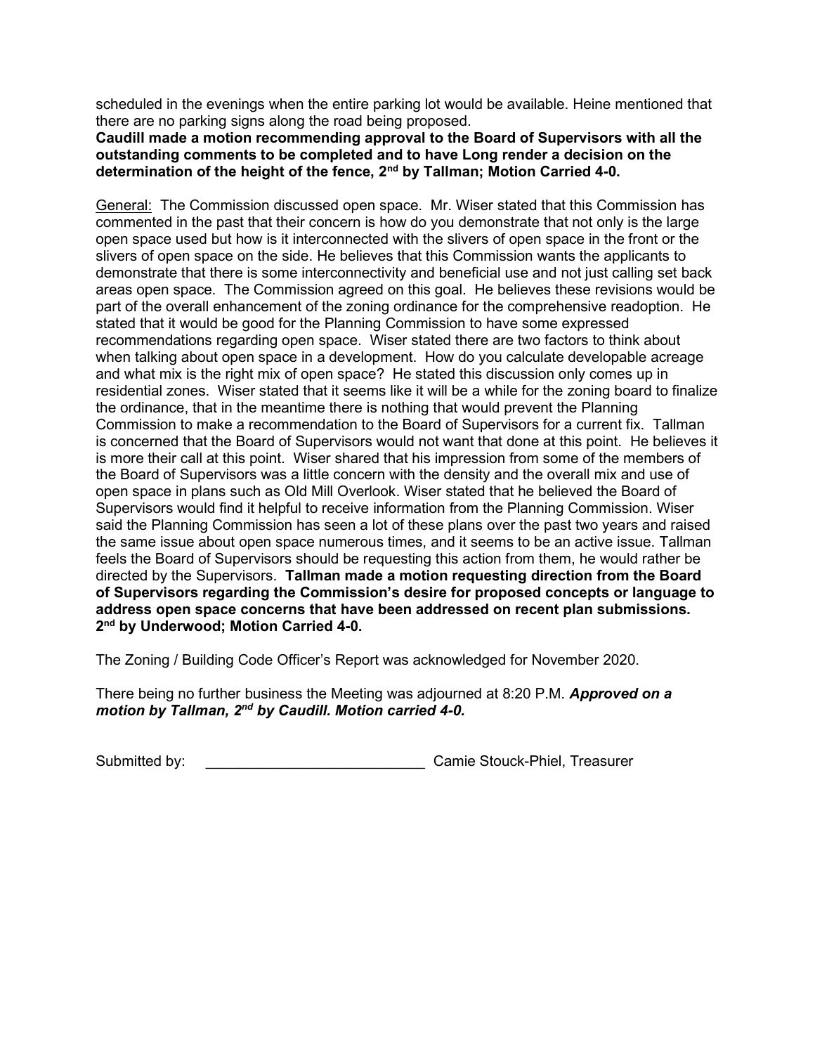scheduled in the evenings when the entire parking lot would be available. Heine mentioned that there are no parking signs along the road being proposed.
**Caudill made a motion recommending approval to the Board of Supervisors with all the outstanding comments to be completed and to have Long render a decision on the determination of the height of the fence, 2nd by Tallman; Motion Carried 4-0.**

General: The Commission discussed open space. Mr. Wiser stated that this Commission has commented in the past that their concern is how do you demonstrate that not only is the large open space used but how is it interconnected with the slivers of open space in the front or the slivers of open space on the side. He believes that this Commission wants the applicants to demonstrate that there is some interconnectivity and beneficial use and not just calling set back areas open space. The Commission agreed on this goal. He believes these revisions would be part of the overall enhancement of the zoning ordinance for the comprehensive readoption. He stated that it would be good for the Planning Commission to have some expressed recommendations regarding open space. Wiser stated there are two factors to think about when talking about open space in a development. How do you calculate developable acreage and what mix is the right mix of open space? He stated this discussion only comes up in residential zones. Wiser stated that it seems like it will be a while for the zoning board to finalize the ordinance, that in the meantime there is nothing that would prevent the Planning Commission to make a recommendation to the Board of Supervisors for a current fix. Tallman is concerned that the Board of Supervisors would not want that done at this point. He believes it is more their call at this point. Wiser shared that his impression from some of the members of the Board of Supervisors was a little concern with the density and the overall mix and use of open space in plans such as Old Mill Overlook. Wiser stated that he believed the Board of Supervisors would find it helpful to receive information from the Planning Commission. Wiser said the Planning Commission has seen a lot of these plans over the past two years and raised the same issue about open space numerous times, and it seems to be an active issue. Tallman feels the Board of Supervisors should be requesting this action from them, he would rather be directed by the Supervisors. **Tallman made a motion requesting direction from the Board of Supervisors regarding the Commission's desire for proposed concepts or language to address open space concerns that have been addressed on recent plan submissions. 2nd by Underwood; Motion Carried 4-0.**

The Zoning / Building Code Officer's Report was acknowledged for November 2020.

There being no further business the Meeting was adjourned at 8:20 P.M. ***Approved on a motion by Tallman, 2nd by Caudill. Motion carried 4-0.***

Submitted by: \_\_\_\_\_\_\_\_\_\_\_\_\_\_\_\_\_\_\_\_\_\_\_\_\_\_\_ Camie Stouck-Phiel, Treasurer